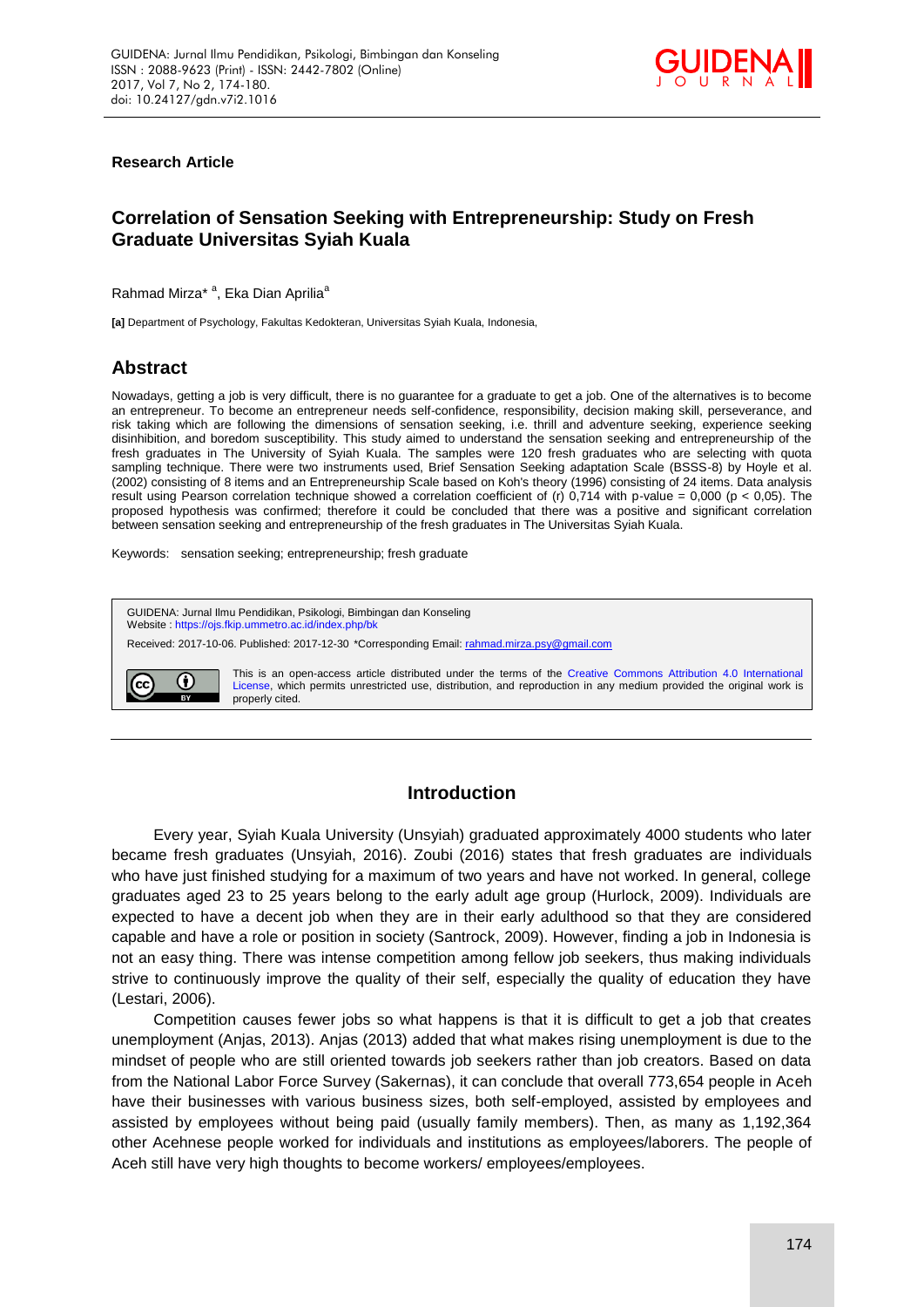**Research Article**

# Correlation of Sensation Seeking with Entrepreneurship: Study on Fresh Graduate Universitas Syiah Kuala

Rahmad Mirza* [a], Eka Dian Aprilia[a]

**[a]** Department of Psychology, Fakultas Kedokteran, Universitas Syiah Kuala, Indonesia,

## Abstract

Nowadays, getting a job is very difficult, there is no guarantee for a graduate to get a job. One of the alternatives is to become an entrepreneur. To become an entrepreneur needs self-confidence, responsibility, decision making skill, perseverance, and risk taking which are following the dimensions of sensation seeking, i.e. thrill and adventure seeking, experience seeking disinhibition, and boredom susceptibility. This study aimed to understand the sensation seeking and entrepreneurship of the fresh graduates in The University of Syiah Kuala. The samples were 120 fresh graduates who are selecting with quota sampling technique. There were two instruments used, Brief Sensation Seeking adaptation Scale (BSSS-8) by Hoyle et al. (2002) consisting of 8 items and an Entrepreneurship Scale based on Koh's theory (1996) consisting of 24 items. Data analysis result using Pearson correlation technique showed a correlation coefficient of (r) 0,714 with p-value = 0,000 ($p < 0,05$). The proposed hypothesis was confirmed; therefore it could be concluded that there was a positive and significant correlation between sensation seeking and entrepreneurship of the fresh graduates in The Universitas Syiah Kuala.

Keywords: sensation seeking; entrepreneurship; fresh graduate

GUIDENA: Jurnal Ilmu Pendidikan, Psikologi, Bimbingan dan Konseling
Website : https://ojs.fkip.ummetro.ac.id/index.php/bk

Received: 2017-10-06. Published: 2017-12-30 *Corresponding Email: rahmad.mirza.psy@gmail.com

This is an open-access article distributed under the terms of the Creative Commons Attribution 4.0 International License, which permits unrestricted use, distribution, and reproduction in any medium provided the original work is properly cited.

## Introduction

Every year, Syiah Kuala University (Unsyiah) graduated approximately 4000 students who later became fresh graduates (Unsyiah, 2016). Zoubi (2016) states that fresh graduates are individuals who have just finished studying for a maximum of two years and have not worked. In general, college graduates aged 23 to 25 years belong to the early adult age group (Hurlock, 2009). Individuals are expected to have a decent job when they are in their early adulthood so that they are considered capable and have a role or position in society (Santrock, 2009). However, finding a job in Indonesia is not an easy thing. There was intense competition among fellow job seekers, thus making individuals strive to continuously improve the quality of their self, especially the quality of education they have (Lestari, 2006).

Competition causes fewer jobs so what happens is that it is difficult to get a job that creates unemployment (Anjas, 2013). Anjas (2013) added that what makes rising unemployment is due to the mindset of people who are still oriented towards job seekers rather than job creators. Based on data from the National Labor Force Survey (Sakernas), it can conclude that overall 773,654 people in Aceh have their businesses with various business sizes, both self-employed, assisted by employees and assisted by employees without being paid (usually family members). Then, as many as 1,192,364 other Acehnese people worked for individuals and institutions as employees/laborers. The people of Aceh still have very high thoughts to become workers/ employees/employees.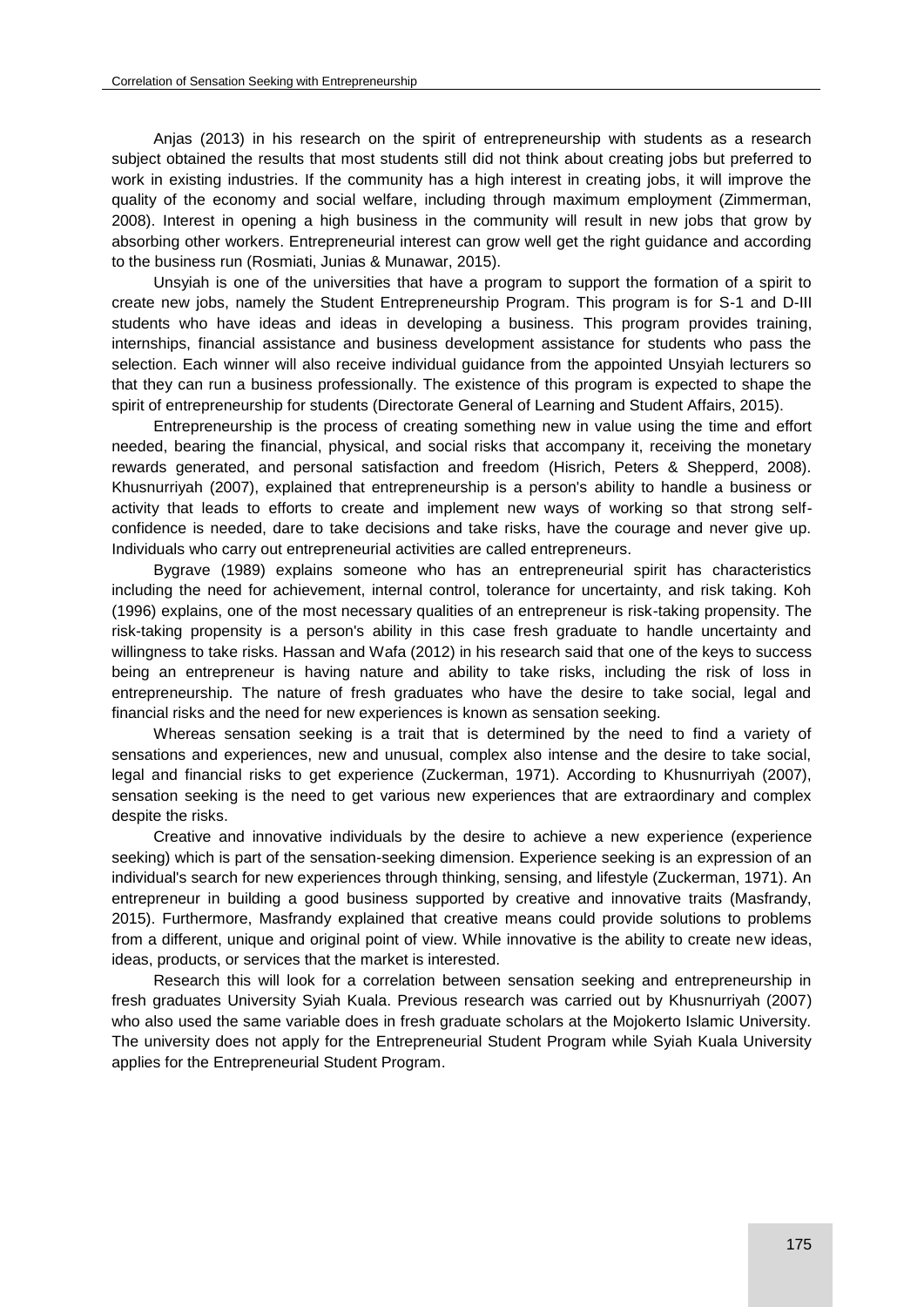Anjas (2013) in his research on the spirit of entrepreneurship with students as a research subject obtained the results that most students still did not think about creating jobs but preferred to work in existing industries. If the community has a high interest in creating jobs, it will improve the quality of the economy and social welfare, including through maximum employment (Zimmerman, 2008). Interest in opening a high business in the community will result in new jobs that grow by absorbing other workers. Entrepreneurial interest can grow well get the right guidance and according to the business run (Rosmiati, Junias & Munawar, 2015).

Unsyiah is one of the universities that have a program to support the formation of a spirit to create new jobs, namely the Student Entrepreneurship Program. This program is for S-1 and D-III students who have ideas and ideas in developing a business. This program provides training, internships, financial assistance and business development assistance for students who pass the selection. Each winner will also receive individual guidance from the appointed Unsyiah lecturers so that they can run a business professionally. The existence of this program is expected to shape the spirit of entrepreneurship for students (Directorate General of Learning and Student Affairs, 2015).

Entrepreneurship is the process of creating something new in value using the time and effort needed, bearing the financial, physical, and social risks that accompany it, receiving the monetary rewards generated, and personal satisfaction and freedom (Hisrich, Peters & Shepperd, 2008). Khusnurriyah (2007), explained that entrepreneurship is a person's ability to handle a business or activity that leads to efforts to create and implement new ways of working so that strong self-confidence is needed, dare to take decisions and take risks, have the courage and never give up. Individuals who carry out entrepreneurial activities are called entrepreneurs.

Bygrave (1989) explains someone who has an entrepreneurial spirit has characteristics including the need for achievement, internal control, tolerance for uncertainty, and risk taking. Koh (1996) explains, one of the most necessary qualities of an entrepreneur is risk-taking propensity. The risk-taking propensity is a person's ability in this case fresh graduate to handle uncertainty and willingness to take risks. Hassan and Wafa (2012) in his research said that one of the keys to success being an entrepreneur is having nature and ability to take risks, including the risk of loss in entrepreneurship. The nature of fresh graduates who have the desire to take social, legal and financial risks and the need for new experiences is known as sensation seeking.

Whereas sensation seeking is a trait that is determined by the need to find a variety of sensations and experiences, new and unusual, complex also intense and the desire to take social, legal and financial risks to get experience (Zuckerman, 1971). According to Khusnurriyah (2007), sensation seeking is the need to get various new experiences that are extraordinary and complex despite the risks.

Creative and innovative individuals by the desire to achieve a new experience (experience seeking) which is part of the sensation-seeking dimension. Experience seeking is an expression of an individual's search for new experiences through thinking, sensing, and lifestyle (Zuckerman, 1971). An entrepreneur in building a good business supported by creative and innovative traits (Masfrandy, 2015). Furthermore, Masfrandy explained that creative means could provide solutions to problems from a different, unique and original point of view. While innovative is the ability to create new ideas, ideas, products, or services that the market is interested.

Research this will look for a correlation between sensation seeking and entrepreneurship in fresh graduates University Syiah Kuala. Previous research was carried out by Khusnurriyah (2007) who also used the same variable does in fresh graduate scholars at the Mojokerto Islamic University. The university does not apply for the Entrepreneurial Student Program while Syiah Kuala University applies for the Entrepreneurial Student Program.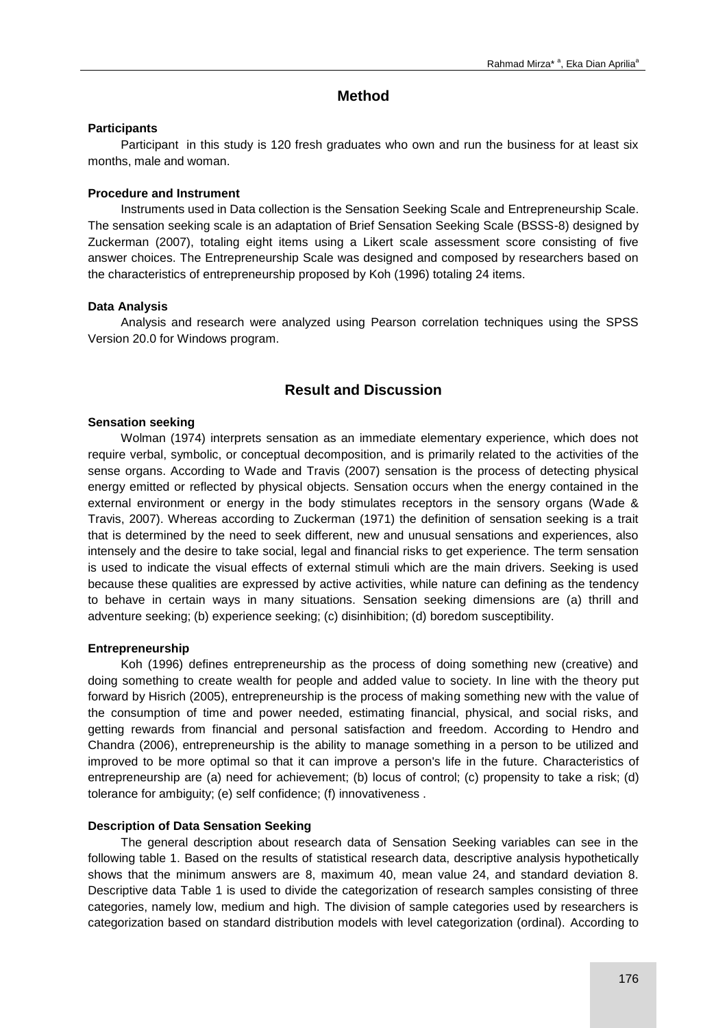## Method

### Participants

Participant in this study is 120 fresh graduates who own and run the business for at least six months, male and woman.

### Procedure and Instrument

Instruments used in Data collection is the Sensation Seeking Scale and Entrepreneurship Scale. The sensation seeking scale is an adaptation of Brief Sensation Seeking Scale (BSSS-8) designed by Zuckerman (2007), totaling eight items using a Likert scale assessment score consisting of five answer choices. The Entrepreneurship Scale was designed and composed by researchers based on the characteristics of entrepreneurship proposed by Koh (1996) totaling 24 items.

### Data Analysis

Analysis and research were analyzed using Pearson correlation techniques using the SPSS Version 20.0 for Windows program.

## Result and Discussion

### Sensation seeking

Wolman (1974) interprets sensation as an immediate elementary experience, which does not require verbal, symbolic, or conceptual decomposition, and is primarily related to the activities of the sense organs. According to Wade and Travis (2007) sensation is the process of detecting physical energy emitted or reflected by physical objects. Sensation occurs when the energy contained in the external environment or energy in the body stimulates receptors in the sensory organs (Wade & Travis, 2007). Whereas according to Zuckerman (1971) the definition of sensation seeking is a trait that is determined by the need to seek different, new and unusual sensations and experiences, also intensely and the desire to take social, legal and financial risks to get experience. The term sensation is used to indicate the visual effects of external stimuli which are the main drivers. Seeking is used because these qualities are expressed by active activities, while nature can defining as the tendency to behave in certain ways in many situations. Sensation seeking dimensions are (a) thrill and adventure seeking; (b) experience seeking; (c) disinhibition; (d) boredom susceptibility.

### Entrepreneurship

Koh (1996) defines entrepreneurship as the process of doing something new (creative) and doing something to create wealth for people and added value to society. In line with the theory put forward by Hisrich (2005), entrepreneurship is the process of making something new with the value of the consumption of time and power needed, estimating financial, physical, and social risks, and getting rewards from financial and personal satisfaction and freedom. According to Hendro and Chandra (2006), entrepreneurship is the ability to manage something in a person to be utilized and improved to be more optimal so that it can improve a person's life in the future. Characteristics of entrepreneurship are (a) need for achievement; (b) locus of control; (c) propensity to take a risk; (d) tolerance for ambiguity; (e) self confidence; (f) innovativeness .

### Description of Data Sensation Seeking

The general description about research data of Sensation Seeking variables can see in the following table 1. Based on the results of statistical research data, descriptive analysis hypothetically shows that the minimum answers are 8, maximum 40, mean value 24, and standard deviation 8. Descriptive data Table 1 is used to divide the categorization of research samples consisting of three categories, namely low, medium and high. The division of sample categories used by researchers is categorization based on standard distribution models with level categorization (ordinal). According to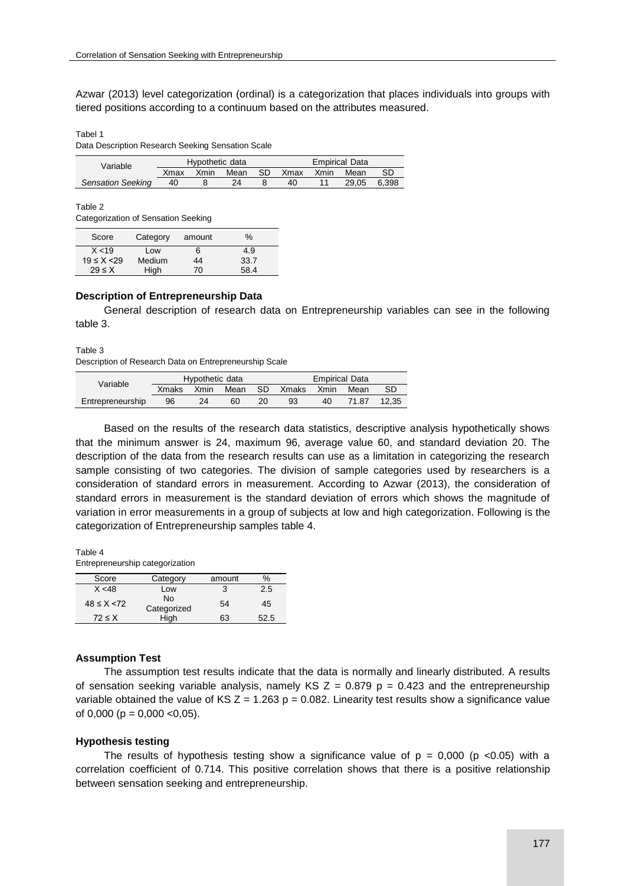Azwar (2013) level categorization (ordinal) is a categorization that places individuals into groups with tiered positions according to a continuum based on the attributes measured.

Tabel 1
Data Description Research Seeking Sensation Scale

| Variable | Hypothetic data | | | | Empirical Data | | | |
|---|---|---|---|---|---|---|---|---|
| | Xmax | Xmin | Mean | SD | Xmax | Xmin | Mean | SD |
| *Sensation Seeking* | 40 | 8 | 24 | 8 | 40 | 11 | 29,05 | 6,398 |

Table 2
Categorization of Sensation Seeking

| Score | Category | amount | % |
|---|---|---|---|
| X <19 | Low | 6 | 4.9 |
| 19 ≤ X <29 | Medium | 44 | 33.7 |
| 29 ≤ X | High | 70 | 58.4 |

**Description of Entrepreneurship Data**

General description of research data on Entrepreneurship variables can see in the following table 3.

Table 3
Description of Research Data on Entrepreneurship Scale

| Variable | Hypothetic data | | | | Empirical Data | | | |
|---|---|---|---|---|---|---|---|---|
| | Xmaks | Xmin | Mean | SD | Xmaks | Xmin | Mean | SD |
| Entrepreneurship | 96 | 24 | 60 | 20 | 93 | 40 | 71.87 | 12,35 |

Based on the results of the research data statistics, descriptive analysis hypothetically shows that the minimum answer is 24, maximum 96, average value 60, and standard deviation 20. The description of the data from the research results can use as a limitation in categorizing the research sample consisting of two categories. The division of sample categories used by researchers is a consideration of standard errors in measurement. According to Azwar (2013), the consideration of standard errors in measurement is the standard deviation of errors which shows the magnitude of variation in error measurements in a group of subjects at low and high categorization. Following is the categorization of Entrepreneurship samples table 4.

Table 4
Entrepreneurship categorization

| Score | Category | amount | % |
|---|---|---|---|
| X <48 | Low | 3 | 2.5 |
| 48 ≤ X <72 | No Categorized | 54 | 45 |
| 72 ≤ X | High | 63 | 52.5 |

**Assumption Test**

The assumption test results indicate that the data is normally and linearly distributed. A results of sensation seeking variable analysis, namely KS $Z = 0.879$ $p = 0.423$ and the entrepreneurship variable obtained the value of KS $Z = 1.263$ $p = 0.082$. Linearity test results show a significance value of 0,000 ($p = 0{,}000 < 0{,}05$).

**Hypothesis testing**

The results of hypothesis testing show a significance value of $p = 0{,}000$ ($p < 0.05$) with a correlation coefficient of 0.714. This positive correlation shows that there is a positive relationship between sensation seeking and entrepreneurship.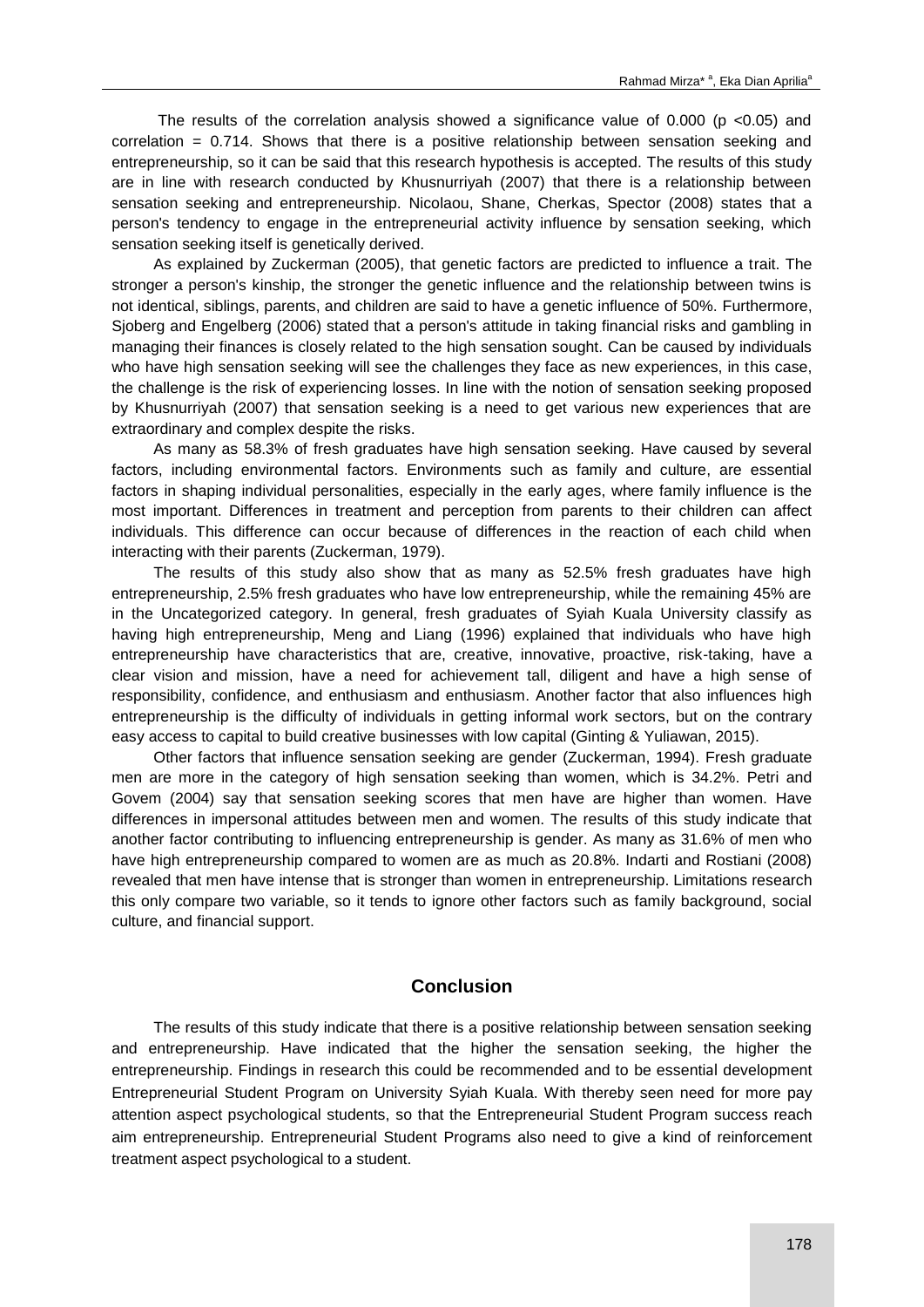The results of the correlation analysis showed a significance value of 0.000 ($p < 0.05$) and correlation = 0.714. Shows that there is a positive relationship between sensation seeking and entrepreneurship, so it can be said that this research hypothesis is accepted. The results of this study are in line with research conducted by Khusnurriyah (2007) that there is a relationship between sensation seeking and entrepreneurship. Nicolaou, Shane, Cherkas, Spector (2008) states that a person's tendency to engage in the entrepreneurial activity influence by sensation seeking, which sensation seeking itself is genetically derived.

As explained by Zuckerman (2005), that genetic factors are predicted to influence a trait. The stronger a person's kinship, the stronger the genetic influence and the relationship between twins is not identical, siblings, parents, and children are said to have a genetic influence of 50%. Furthermore, Sjoberg and Engelberg (2006) stated that a person's attitude in taking financial risks and gambling in managing their finances is closely related to the high sensation sought. Can be caused by individuals who have high sensation seeking will see the challenges they face as new experiences, in this case, the challenge is the risk of experiencing losses. In line with the notion of sensation seeking proposed by Khusnurriyah (2007) that sensation seeking is a need to get various new experiences that are extraordinary and complex despite the risks.

As many as 58.3% of fresh graduates have high sensation seeking. Have caused by several factors, including environmental factors. Environments such as family and culture, are essential factors in shaping individual personalities, especially in the early ages, where family influence is the most important. Differences in treatment and perception from parents to their children can affect individuals. This difference can occur because of differences in the reaction of each child when interacting with their parents (Zuckerman, 1979).

The results of this study also show that as many as 52.5% fresh graduates have high entrepreneurship, 2.5% fresh graduates who have low entrepreneurship, while the remaining 45% are in the Uncategorized category. In general, fresh graduates of Syiah Kuala University classify as having high entrepreneurship, Meng and Liang (1996) explained that individuals who have high entrepreneurship have characteristics that are, creative, innovative, proactive, risk-taking, have a clear vision and mission, have a need for achievement tall, diligent and have a high sense of responsibility, confidence, and enthusiasm and enthusiasm. Another factor that also influences high entrepreneurship is the difficulty of individuals in getting informal work sectors, but on the contrary easy access to capital to build creative businesses with low capital (Ginting & Yuliawan, 2015).

Other factors that influence sensation seeking are gender (Zuckerman, 1994). Fresh graduate men are more in the category of high sensation seeking than women, which is 34.2%. Petri and Govem (2004) say that sensation seeking scores that men have are higher than women. Have differences in impersonal attitudes between men and women. The results of this study indicate that another factor contributing to influencing entrepreneurship is gender. As many as 31.6% of men who have high entrepreneurship compared to women are as much as 20.8%. Indarti and Rostiani (2008) revealed that men have intense that is stronger than women in entrepreneurship. Limitations research this only compare two variable, so it tends to ignore other factors such as family background, social culture, and financial support.

## Conclusion

The results of this study indicate that there is a positive relationship between sensation seeking and entrepreneurship. Have indicated that the higher the sensation seeking, the higher the entrepreneurship. Findings in research this could be recommended and to be essential development Entrepreneurial Student Program on University Syiah Kuala. With thereby seen need for more pay attention aspect psychological students, so that the Entrepreneurial Student Program success reach aim entrepreneurship. Entrepreneurial Student Programs also need to give a kind of reinforcement treatment aspect psychological to a student.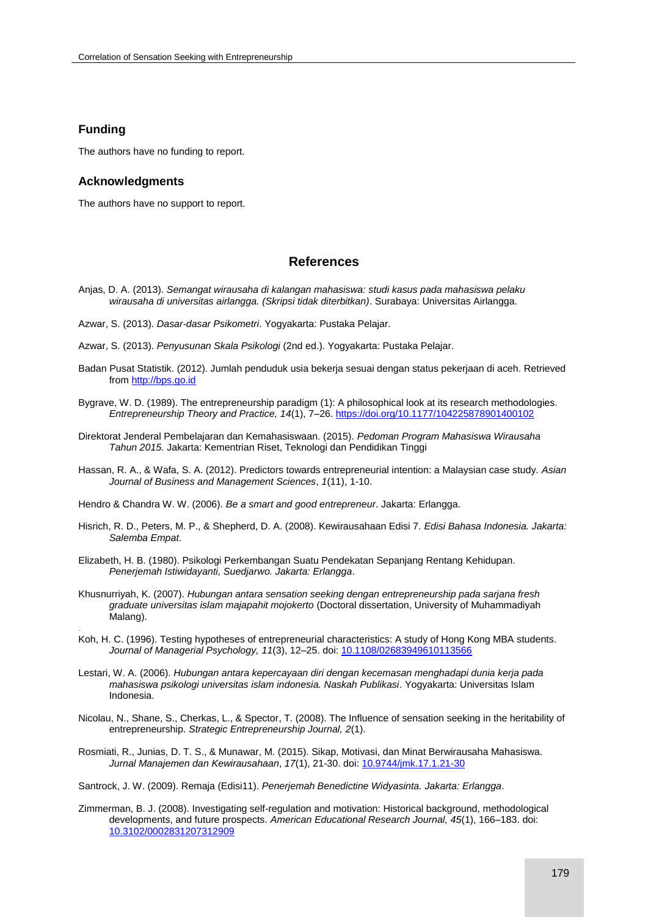## Funding

The authors have no funding to report.

## Acknowledgments

The authors have no support to report.

## References

Anjas, D. A. (2013). *Semangat wirausaha di kalangan mahasiswa: studi kasus pada mahasiswa pelaku wirausaha di universitas airlangga. (Skripsi tidak diterbitkan)*. Surabaya: Universitas Airlangga.

Azwar, S. (2013). *Dasar-dasar Psikometri*. Yogyakarta: Pustaka Pelajar.

Azwar, S. (2013). *Penyusunan Skala Psikologi* (2nd ed.). Yogyakarta: Pustaka Pelajar.

Badan Pusat Statistik. (2012). Jumlah penduduk usia bekerja sesuai dengan status pekerjaan di aceh. Retrieved from http://bps.go.id

Bygrave, W. D. (1989). The entrepreneurship paradigm (1): A philosophical look at its research methodologies. *Entrepreneurship Theory and Practice, 14*(1), 7–26. https://doi.org/10.1177/104225878901400102

Direktorat Jenderal Pembelajaran dan Kemahasiswaan. (2015). *Pedoman Program Mahasiswa Wirausaha Tahun 2015.* Jakarta: Kementrian Riset, Teknologi dan Pendidikan Tinggi

Hassan, R. A., & Wafa, S. A. (2012). Predictors towards entrepreneurial intention: a Malaysian case study. *Asian Journal of Business and Management Sciences*, *1*(11), 1-10.

Hendro & Chandra W. W. (2006). *Be a smart and good entrepreneur*. Jakarta: Erlangga.

Hisrich, R. D., Peters, M. P., & Shepherd, D. A. (2008). Kewirausahaan Edisi 7. *Edisi Bahasa Indonesia. Jakarta: Salemba Empat.*

Elizabeth, H. B. (1980). Psikologi Perkembangan Suatu Pendekatan Sepanjang Rentang Kehidupan. *Penerjemah Istiwidayanti, Suedjarwo. Jakarta: Erlangga*.

Khusnurriyah, K. (2007). *Hubungan antara sensation seeking dengan entrepreneurship pada sarjana fresh graduate universitas islam majapahit mojokerto* (Doctoral dissertation, University of Muhammadiyah Malang).

Koh, H. C. (1996). Testing hypotheses of entrepreneurial characteristics: A study of Hong Kong MBA students. *Journal of Managerial Psychology, 11*(3), 12–25. doi: 10.1108/02683949610113566

Lestari, W. A. (2006). *Hubungan antara kepercayaan diri dengan kecemasan menghadapi dunia kerja pada mahasiswa psikologi universitas islam indonesia. Naskah Publikasi*. Yogyakarta: Universitas Islam Indonesia.

Nicolau, N., Shane, S., Cherkas, L., & Spector, T. (2008). The Influence of sensation seeking in the heritability of entrepreneurship. *Strategic Entrepreneurship Journal, 2*(1).

Rosmiati, R., Junias, D. T. S., & Munawar, M. (2015). Sikap, Motivasi, dan Minat Berwirausaha Mahasiswa. *Jurnal Manajemen dan Kewirausahaan*, *17*(1), 21-30. doi: 10.9744/jmk.17.1.21-30

Santrock, J. W. (2009). Remaja (Edisi11). *Penerjemah Benedictine Widyasinta. Jakarta: Erlangga*.

Zimmerman, B. J. (2008). Investigating self-regulation and motivation: Historical background, methodological developments, and future prospects. *American Educational Research Journal, 45*(1), 166–183. doi: 10.3102/0002831207312909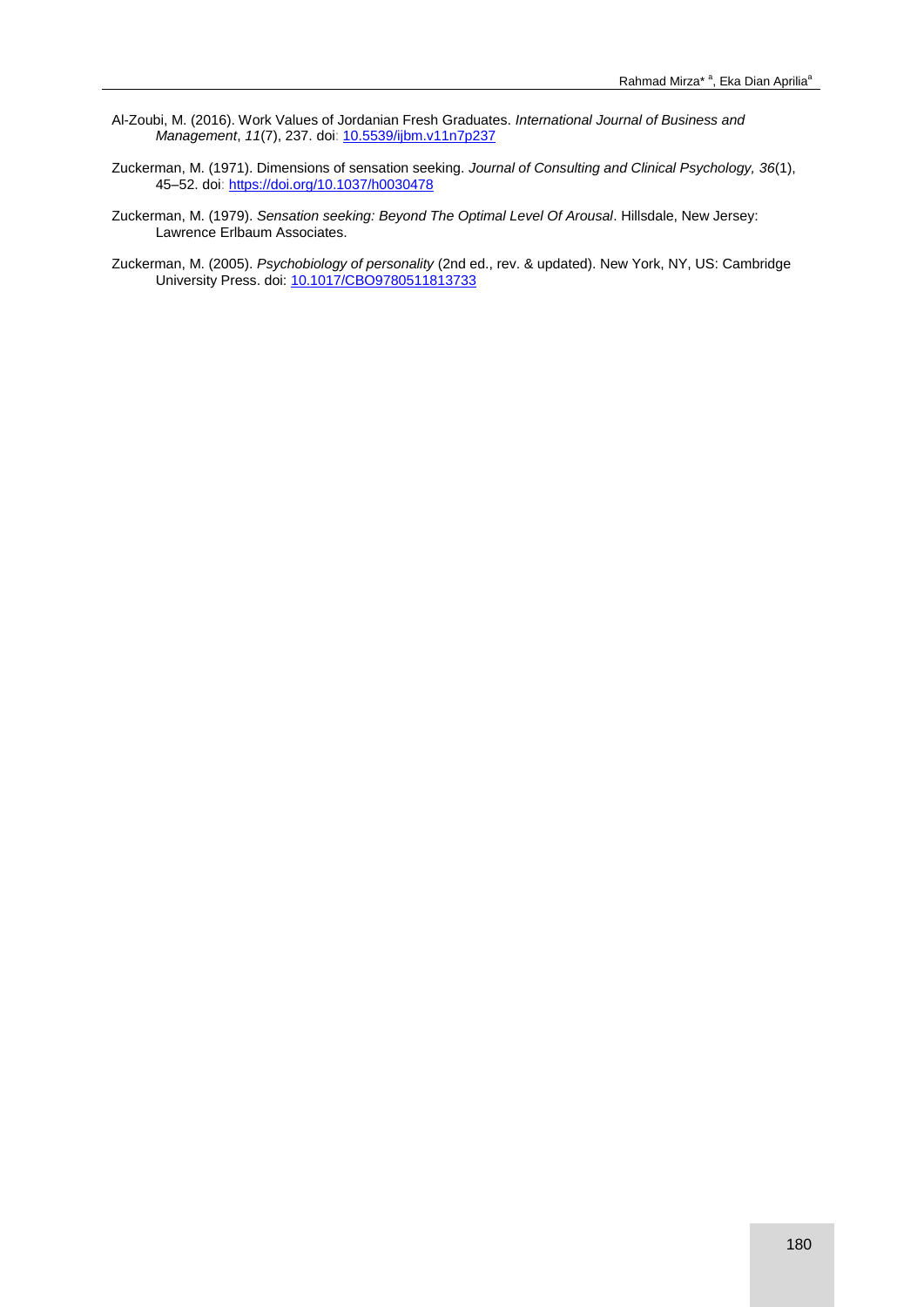Al-Zoubi, M. (2016). Work Values of Jordanian Fresh Graduates. *International Journal of Business and Management*, *11*(7), 237. doi: 10.5539/ijbm.v11n7p237

Zuckerman, M. (1971). Dimensions of sensation seeking. *Journal of Consulting and Clinical Psychology, 36*(1), 45–52. doi: https://doi.org/10.1037/h0030478

Zuckerman, M. (1979). *Sensation seeking: Beyond The Optimal Level Of Arousal*. Hillsdale, New Jersey: Lawrence Erlbaum Associates.

Zuckerman, M. (2005). *Psychobiology of personality* (2nd ed., rev. & updated). New York, NY, US: Cambridge University Press. doi: 10.1017/CBO9780511813733